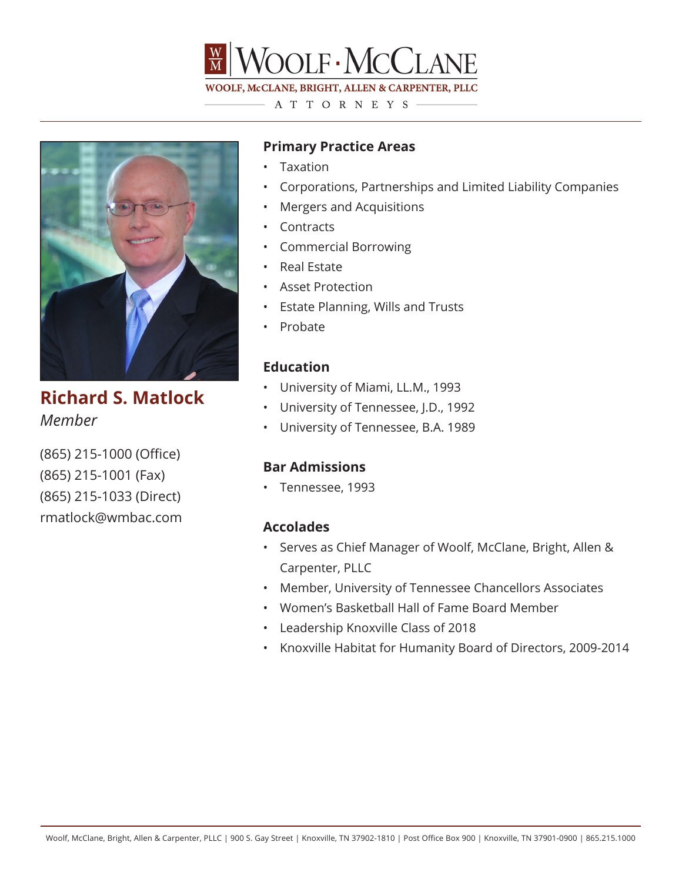# Woolf · McClane

WOOLF, McCLANE, BRIGHT, ALLEN & CARPENTER, PLLC

ATTORNEYS

## Richard S. Matlock

*Member*

(865) 215-1000 (Office)
(865) 215-1001 (Fax)
(865) 215-1033 (Direct)
rmatlock@wmbac.com

### Primary Practice Areas

- Taxation
- Corporations, Partnerships and Limited Liability Companies
- Mergers and Acquisitions
- Contracts
- Commercial Borrowing
- Real Estate
- Asset Protection
- Estate Planning, Wills and Trusts
- Probate

### Education

- University of Miami, LL.M., 1993
- University of Tennessee, J.D., 1992
- University of Tennessee, B.A. 1989

### Bar Admissions

- Tennessee, 1993

### Accolades

- Serves as Chief Manager of Woolf, McClane, Bright, Allen & Carpenter, PLLC
- Member, University of Tennessee Chancellors Associates
- Women's Basketball Hall of Fame Board Member
- Leadership Knoxville Class of 2018
- Knoxville Habitat for Humanity Board of Directors, 2009-2014

Woolf, McClane, Bright, Allen & Carpenter, PLLC | 900 S. Gay Street | Knoxville, TN 37902-1810 | Post Office Box 900 | Knoxville, TN 37901-0900 | 865.215.1000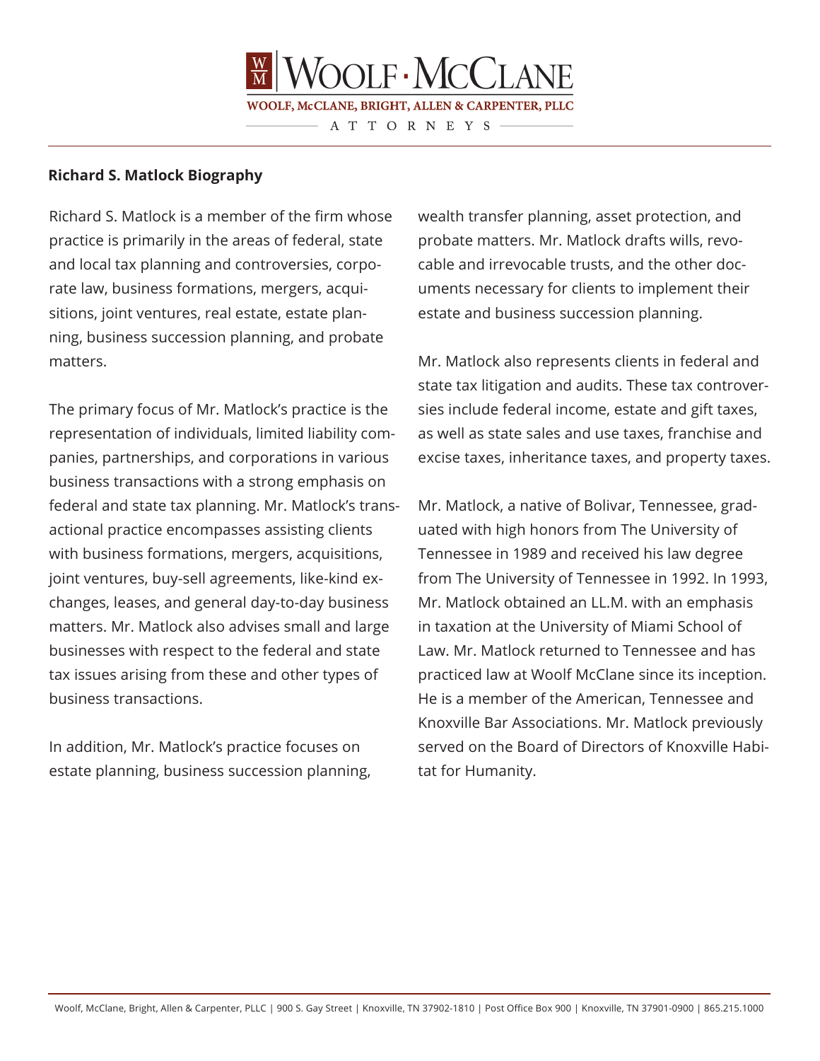**Richard S. Matlock Biography**

Richard S. Matlock is a member of the firm whose practice is primarily in the areas of federal, state and local tax planning and controversies, corporate law, business formations, mergers, acquisitions, joint ventures, real estate, estate planning, business succession planning, and probate matters.

The primary focus of Mr. Matlock's practice is the representation of individuals, limited liability companies, partnerships, and corporations in various business transactions with a strong emphasis on federal and state tax planning. Mr. Matlock's transactional practice encompasses assisting clients with business formations, mergers, acquisitions, joint ventures, buy-sell agreements, like-kind exchanges, leases, and general day-to-day business matters. Mr. Matlock also advises small and large businesses with respect to the federal and state tax issues arising from these and other types of business transactions.

In addition, Mr. Matlock's practice focuses on estate planning, business succession planning, wealth transfer planning, asset protection, and probate matters. Mr. Matlock drafts wills, revocable and irrevocable trusts, and the other documents necessary for clients to implement their estate and business succession planning.

Mr. Matlock also represents clients in federal and state tax litigation and audits. These tax controversies include federal income, estate and gift taxes, as well as state sales and use taxes, franchise and excise taxes, inheritance taxes, and property taxes.

Mr. Matlock, a native of Bolivar, Tennessee, graduated with high honors from The University of Tennessee in 1989 and received his law degree from The University of Tennessee in 1992. In 1993, Mr. Matlock obtained an LL.M. with an emphasis in taxation at the University of Miami School of Law. Mr. Matlock returned to Tennessee and has practiced law at Woolf McClane since its inception. He is a member of the American, Tennessee and Knoxville Bar Associations. Mr. Matlock previously served on the Board of Directors of Knoxville Habitat for Humanity.